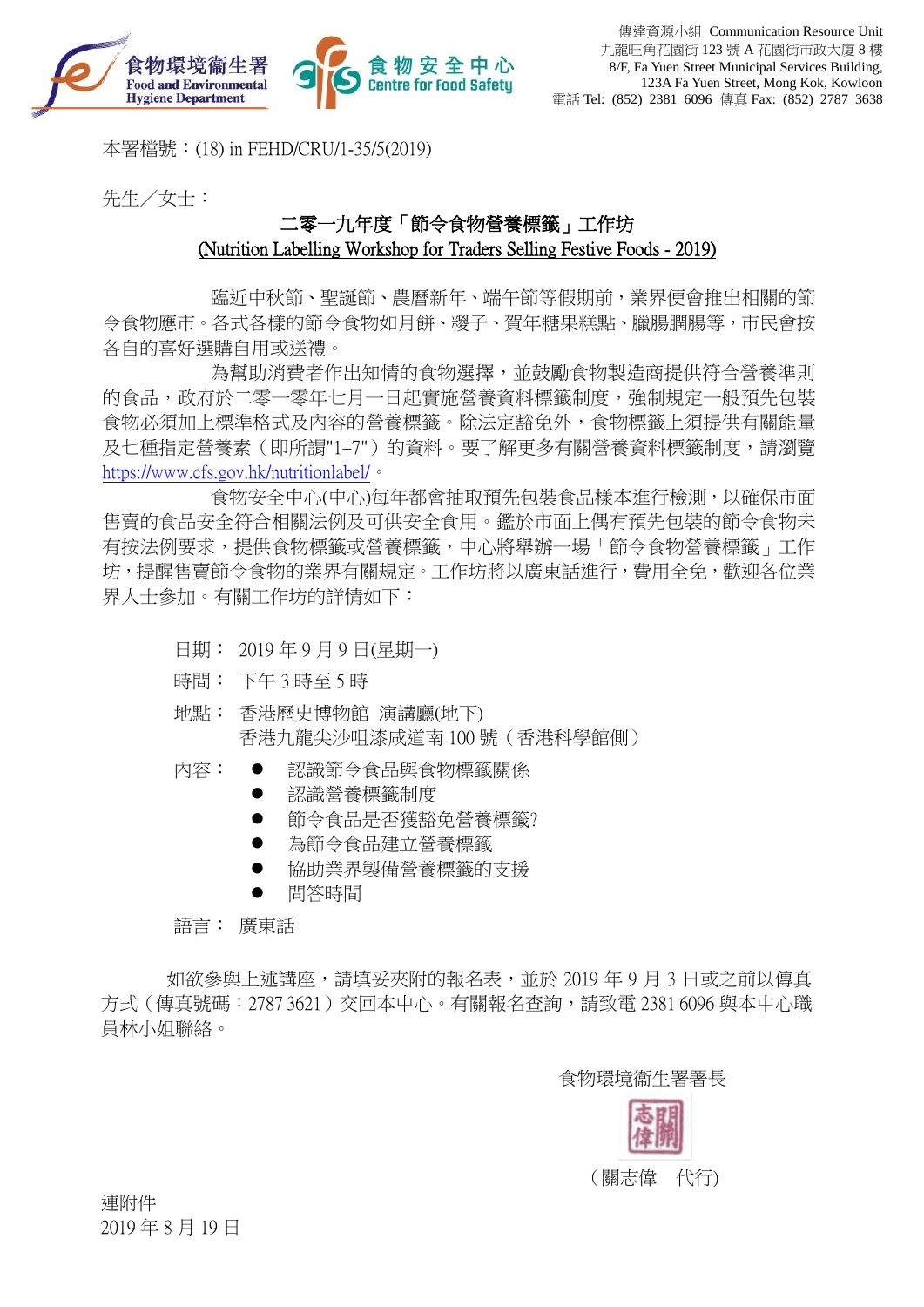食物環境衞生署
Food and Environmental Hygiene Department

食物安全中心
Centre for Food Safety

傳達資源小組 Communication Resource Unit
九龍旺角花園街 123 號 A 花園街市政大廈 8 樓
8/F, Fa Yuen Street Municipal Services Building,
123A Fa Yuen Street, Mong Kok, Kowloon
電話 Tel: (852) 2381 6096 傳真 Fax: (852) 2787 3638

本署檔號：(18) in FEHD/CRU/1-35/5(2019)

先生／女士：

**二零一九年度「節令食物營養標籤」工作坊**
**(Nutrition Labelling Workshop for Traders Selling Festive Foods - 2019)**

臨近中秋節、聖誕節、農曆新年、端午節等假期前，業界便會推出相關的節令食物應市。各式各樣的節令食物如月餅、糉子、賀年糖果糕點、臘腸膶腸等，市民會按各自的喜好選購自用或送禮。

為幫助消費者作出知情的食物選擇，並鼓勵食物製造商提供符合營養準則的食品，政府於二零一零年七月一日起實施營養資料標籤制度，強制規定一般預先包裝食物必須加上標準格式及內容的營養標籤。除法定豁免外，食物標籤上須提供有關能量及七種指定營養素（即所謂"1+7"）的資料。要了解更多有關營養資料標籤制度，請瀏覽 https://www.cfs.gov.hk/nutritionlabel/。

食物安全中心(中心)每年都會抽取預先包裝食品樣本進行檢測，以確保市面售賣的食品安全符合相關法例及可供安全食用。鑑於市面上偶有預先包裝的節令食物未有按法例要求，提供食物標籤或營養標籤，中心將舉辦一場「節令食物營養標籤」工作坊，提醒售賣節令食物的業界有關規定。工作坊將以廣東話進行，費用全免，歡迎各位業界人士參加。有關工作坊的詳情如下：

日期： 2019 年 9 月 9 日(星期一)

時間： 下午 3 時至 5 時

地點： 香港歷史博物館 演講廳(地下)
香港九龍尖沙咀漆咸道南 100 號（香港科學館側）

內容：
- 認識節令食品與食物標籤關係
- 認識營養標籤制度
- 節令食品是否獲豁免營養標籤?
- 為節令食品建立營養標籤
- 協助業界製備營養標籤的支援
- 問答時間

語言： 廣東話

如欲參與上述講座，請填妥夾附的報名表，並於 2019 年 9 月 3 日或之前以傳真方式（傳真號碼：2787 3621）交回本中心。有關報名查詢，請致電 2381 6096 與本中心職員林小姐聯絡。

食物環境衞生署署長

（關志偉　代行）

連附件
2019 年 8 月 19 日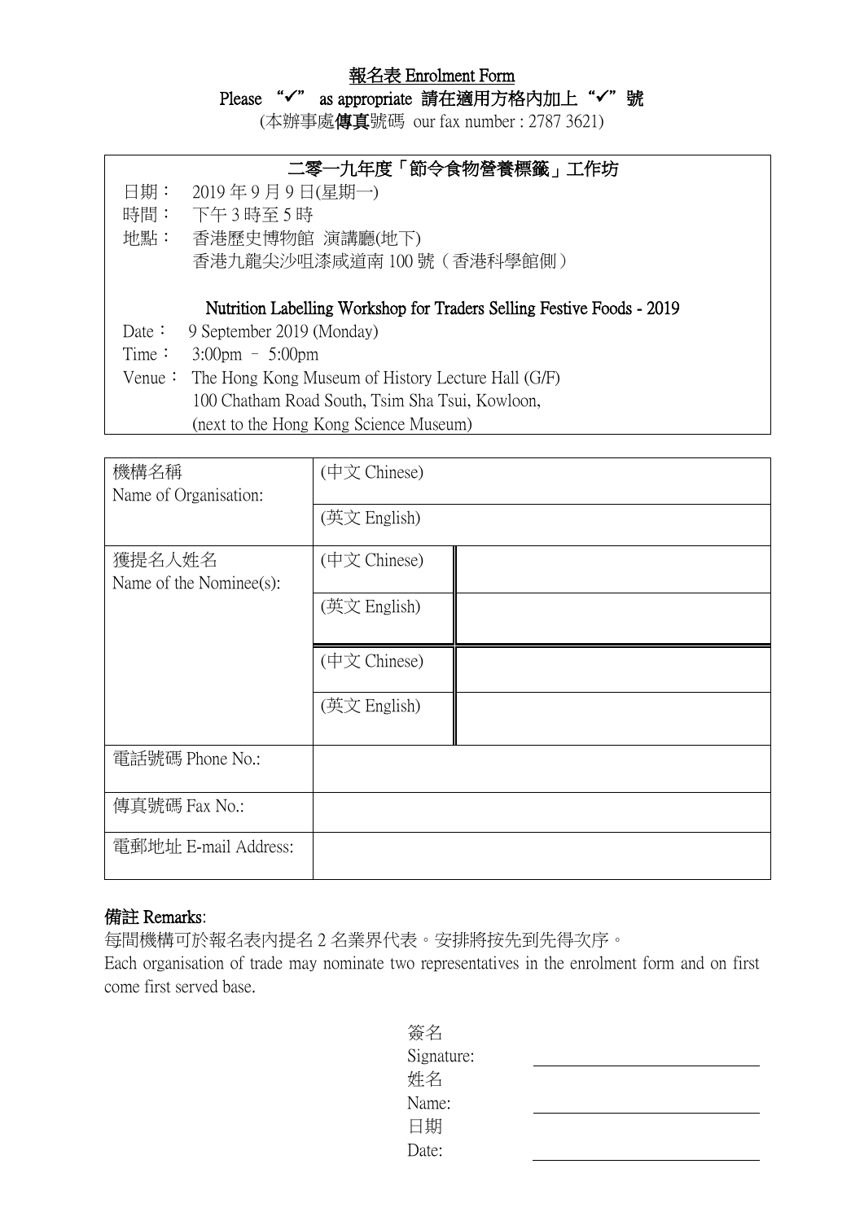# 報名表 Enrolment Form

**Please "✓" as appropriate 請在適用方格內加上"✓"號**

(本辦事處**傳真**號碼 our fax number : 2787 3621)

## 二零一九年度「節令食物營養標籤」工作坊

日期： 2019 年 9 月 9 日(星期一)
時間： 下午 3 時至 5 時
地點： 香港歷史博物館 演講廳(地下)
香港九龍尖沙咀漆咸道南 100 號（香港科學館側）

## Nutrition Labelling Workshop for Traders Selling Festive Foods - 2019

Date： 9 September 2019 (Monday)
Time： 3:00pm – 5:00pm
Venue： The Hong Kong Museum of History Lecture Hall (G/F)
100 Chatham Road South, Tsim Sha Tsui, Kowloon,
(next to the Hong Kong Science Museum)

| | | |
|---|---|---|
| 機構名稱 Name of Organisation: | (中文 Chinese) | |
| | (英文 English) | |
| 獲提名人姓名 Name of the Nominee(s): | (中文 Chinese) | |
| | (英文 English) | |
| | (中文 Chinese) | |
| | (英文 English) | |
| 電話號碼 Phone No.: | | |
| 傳真號碼 Fax No.: | | |
| 電郵地址 E-mail Address: | | |

**備註 Remarks**:

每間機構可於報名表內提名 2 名業界代表。安排將按先到先得次序。

Each organisation of trade may nominate two representatives in the enrolment form and on first come first served base.

簽名 Signature: ____________________

姓名 Name: ____________________

日期 Date: ____________________